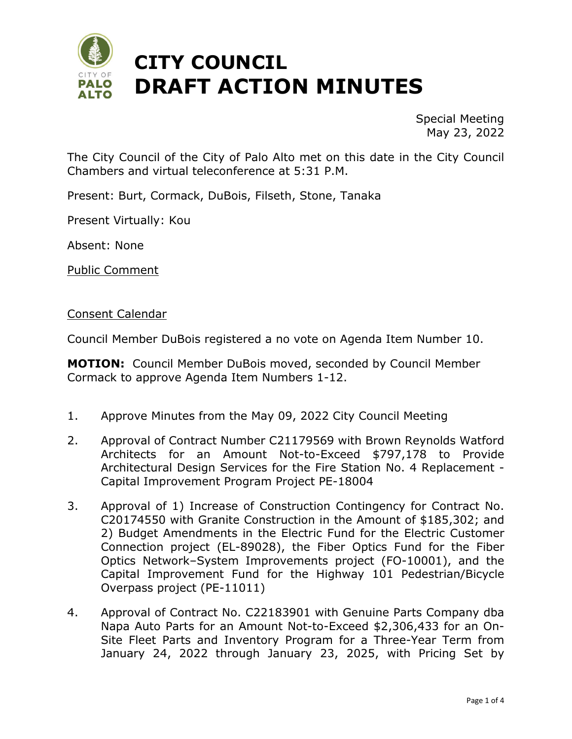# CITY COUNCIL
# DRAFT ACTION MINUTES

Special Meeting
May 23, 2022

The City Council of the City of Palo Alto met on this date in the City Council Chambers and virtual teleconference at 5:31 P.M.

Present: Burt, Cormack, DuBois, Filseth, Stone, Tanaka

Present Virtually: Kou

Absent: None

Public Comment

Consent Calendar

Council Member DuBois registered a no vote on Agenda Item Number 10.

**MOTION:** Council Member DuBois moved, seconded by Council Member Cormack to approve Agenda Item Numbers 1-12.

1. Approve Minutes from the May 09, 2022 City Council Meeting

2. Approval of Contract Number C21179569 with Brown Reynolds Watford Architects for an Amount Not-to-Exceed $797,178 to Provide Architectural Design Services for the Fire Station No. 4 Replacement - Capital Improvement Program Project PE-18004

3. Approval of 1) Increase of Construction Contingency for Contract No. C20174550 with Granite Construction in the Amount of $185,302; and 2) Budget Amendments in the Electric Fund for the Electric Customer Connection project (EL-89028), the Fiber Optics Fund for the Fiber Optics Network–System Improvements project (FO-10001), and the Capital Improvement Fund for the Highway 101 Pedestrian/Bicycle Overpass project (PE-11011)

4. Approval of Contract No. C22183901 with Genuine Parts Company dba Napa Auto Parts for an Amount Not-to-Exceed $2,306,433 for an On-Site Fleet Parts and Inventory Program for a Three-Year Term from January 24, 2022 through January 23, 2025, with Pricing Set by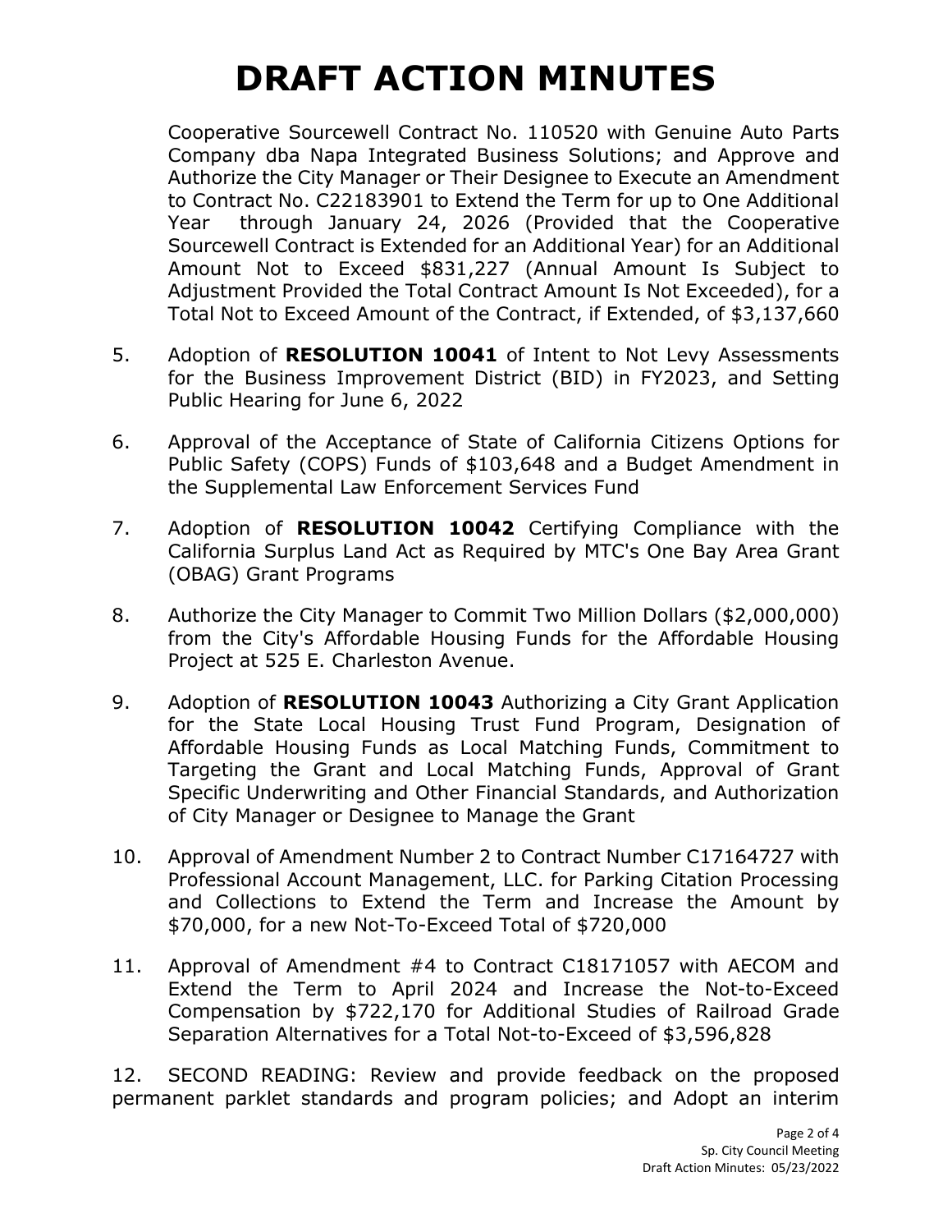# DRAFT ACTION MINUTES

Cooperative Sourcewell Contract No. 110520 with Genuine Auto Parts Company dba Napa Integrated Business Solutions; and Approve and Authorize the City Manager or Their Designee to Execute an Amendment to Contract No. C22183901 to Extend the Term for up to One Additional Year through January 24, 2026 (Provided that the Cooperative Sourcewell Contract is Extended for an Additional Year) for an Additional Amount Not to Exceed $831,227 (Annual Amount Is Subject to Adjustment Provided the Total Contract Amount Is Not Exceeded), for a Total Not to Exceed Amount of the Contract, if Extended, of $3,137,660

5. Adoption of **RESOLUTION 10041** of Intent to Not Levy Assessments for the Business Improvement District (BID) in FY2023, and Setting Public Hearing for June 6, 2022

6. Approval of the Acceptance of State of California Citizens Options for Public Safety (COPS) Funds of $103,648 and a Budget Amendment in the Supplemental Law Enforcement Services Fund

7. Adoption of **RESOLUTION 10042** Certifying Compliance with the California Surplus Land Act as Required by MTC's One Bay Area Grant (OBAG) Grant Programs

8. Authorize the City Manager to Commit Two Million Dollars ($2,000,000) from the City's Affordable Housing Funds for the Affordable Housing Project at 525 E. Charleston Avenue.

9. Adoption of **RESOLUTION 10043** Authorizing a City Grant Application for the State Local Housing Trust Fund Program, Designation of Affordable Housing Funds as Local Matching Funds, Commitment to Targeting the Grant and Local Matching Funds, Approval of Grant Specific Underwriting and Other Financial Standards, and Authorization of City Manager or Designee to Manage the Grant

10. Approval of Amendment Number 2 to Contract Number C17164727 with Professional Account Management, LLC. for Parking Citation Processing and Collections to Extend the Term and Increase the Amount by $70,000, for a new Not-To-Exceed Total of $720,000

11. Approval of Amendment #4 to Contract C18171057 with AECOM and Extend the Term to April 2024 and Increase the Not-to-Exceed Compensation by $722,170 for Additional Studies of Railroad Grade Separation Alternatives for a Total Not-to-Exceed of $3,596,828

12. SECOND READING: Review and provide feedback on the proposed permanent parklet standards and program policies; and Adopt an interim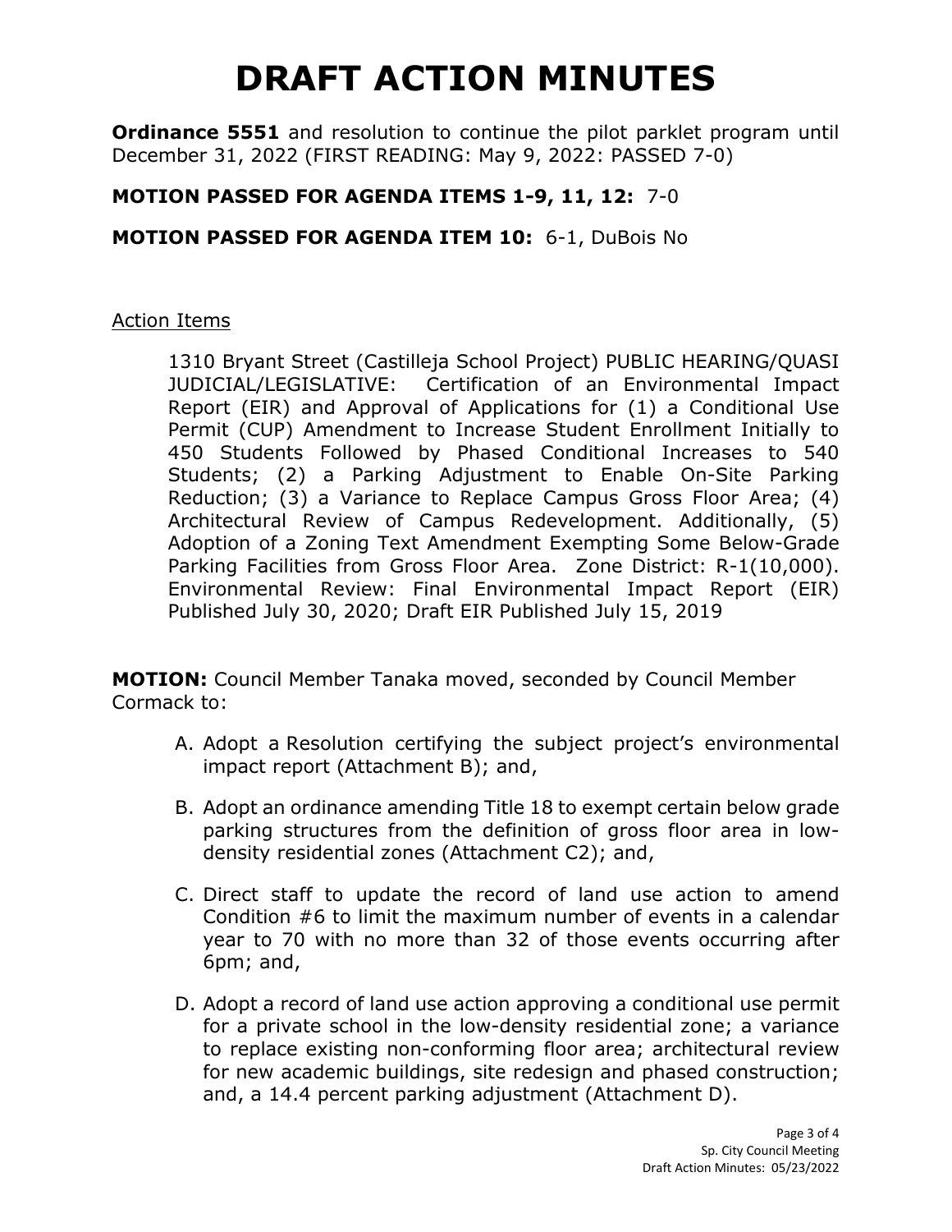# DRAFT ACTION MINUTES

**Ordinance 5551** and resolution to continue the pilot parklet program until December 31, 2022 (FIRST READING: May 9, 2022: PASSED 7-0)

**MOTION PASSED FOR AGENDA ITEMS 1-9, 11, 12:** 7-0

**MOTION PASSED FOR AGENDA ITEM 10:** 6-1, DuBois No

<u>Action Items</u>

1310 Bryant Street (Castilleja School Project) PUBLIC HEARING/QUASI JUDICIAL/LEGISLATIVE: Certification of an Environmental Impact Report (EIR) and Approval of Applications for (1) a Conditional Use Permit (CUP) Amendment to Increase Student Enrollment Initially to 450 Students Followed by Phased Conditional Increases to 540 Students; (2) a Parking Adjustment to Enable On-Site Parking Reduction; (3) a Variance to Replace Campus Gross Floor Area; (4) Architectural Review of Campus Redevelopment. Additionally, (5) Adoption of a Zoning Text Amendment Exempting Some Below-Grade Parking Facilities from Gross Floor Area. Zone District: R-1(10,000). Environmental Review: Final Environmental Impact Report (EIR) Published July 30, 2020; Draft EIR Published July 15, 2019

**MOTION:** Council Member Tanaka moved, seconded by Council Member Cormack to:

A. Adopt a Resolution certifying the subject project's environmental impact report (Attachment B); and,

B. Adopt an ordinance amending Title 18 to exempt certain below grade parking structures from the definition of gross floor area in low-density residential zones (Attachment C2); and,

C. Direct staff to update the record of land use action to amend Condition #6 to limit the maximum number of events in a calendar year to 70 with no more than 32 of those events occurring after 6pm; and,

D. Adopt a record of land use action approving a conditional use permit for a private school in the low-density residential zone; a variance to replace existing non-conforming floor area; architectural review for new academic buildings, site redesign and phased construction; and, a 14.4 percent parking adjustment (Attachment D).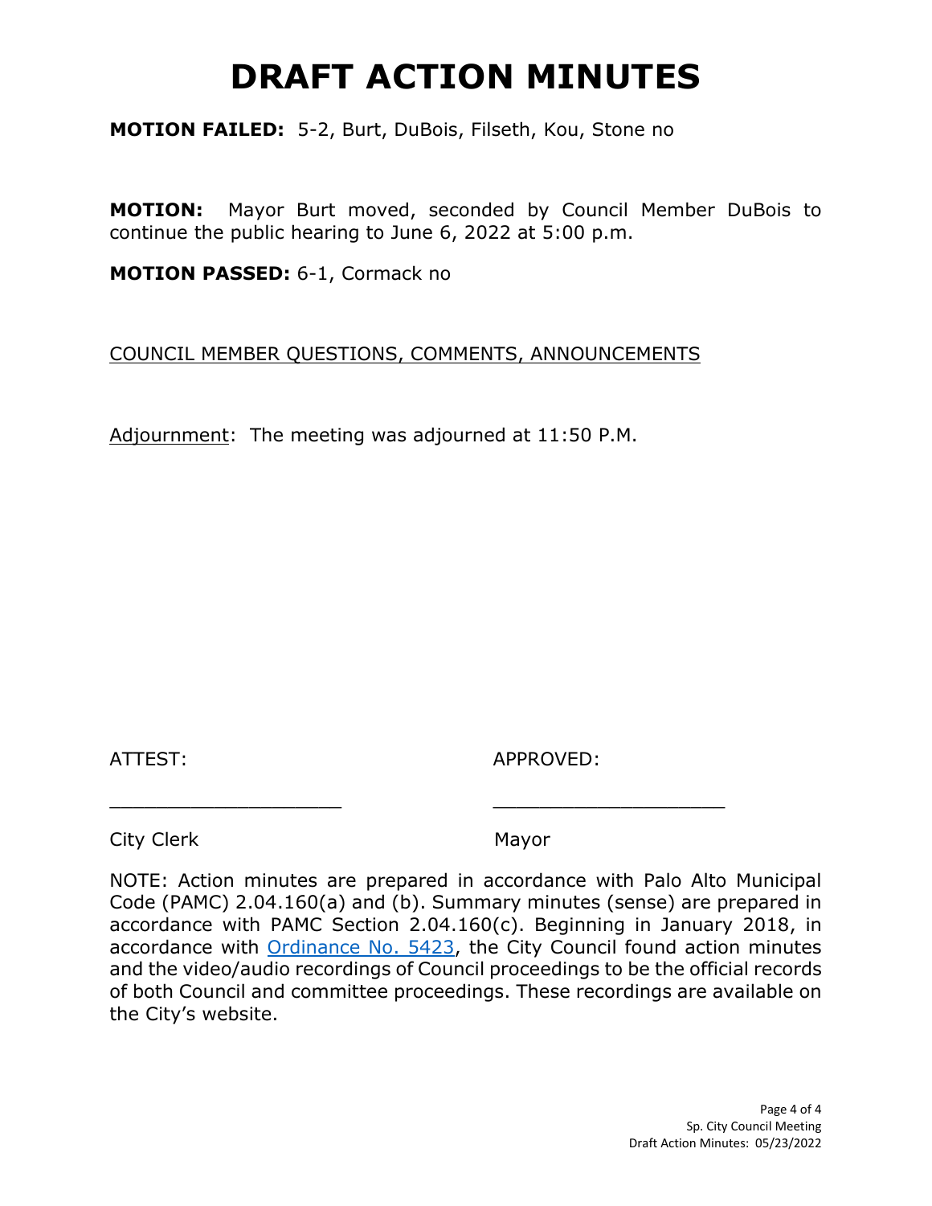# DRAFT ACTION MINUTES

**MOTION FAILED:** 5-2, Burt, DuBois, Filseth, Kou, Stone no

**MOTION:** Mayor Burt moved, seconded by Council Member DuBois to continue the public hearing to June 6, 2022 at 5:00 p.m.

**MOTION PASSED:** 6-1, Cormack no

COUNCIL MEMBER QUESTIONS, COMMENTS, ANNOUNCEMENTS

Adjournment: The meeting was adjourned at 11:50 P.M.

ATTEST: APPROVED:

____________________ ____________________

City Clerk Mayor

NOTE: Action minutes are prepared in accordance with Palo Alto Municipal Code (PAMC) 2.04.160(a) and (b). Summary minutes (sense) are prepared in accordance with PAMC Section 2.04.160(c). Beginning in January 2018, in accordance with Ordinance No. 5423, the City Council found action minutes and the video/audio recordings of Council proceedings to be the official records of both Council and committee proceedings. These recordings are available on the City's website.